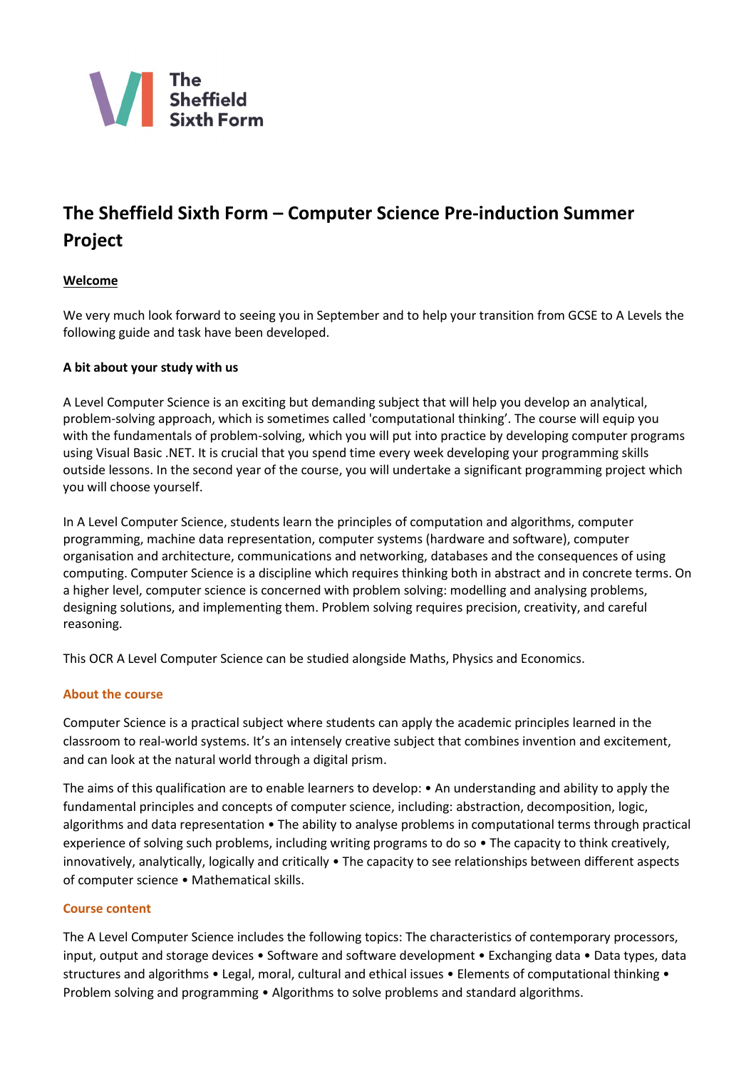The Sheffield Sixth Form

# The Sheffield Sixth Form – Computer Science Pre-induction Summer Project

**Welcome**

We very much look forward to seeing you in September and to help your transition from GCSE to A Levels the following guide and task have been developed.

**A bit about your study with us**

A Level Computer Science is an exciting but demanding subject that will help you develop an analytical, problem-solving approach, which is sometimes called 'computational thinking'. The course will equip you with the fundamentals of problem-solving, which you will put into practice by developing computer programs using Visual Basic .NET. It is crucial that you spend time every week developing your programming skills outside lessons. In the second year of the course, you will undertake a significant programming project which you will choose yourself.

In A Level Computer Science, students learn the principles of computation and algorithms, computer programming, machine data representation, computer systems (hardware and software), computer organisation and architecture, communications and networking, databases and the consequences of using computing. Computer Science is a discipline which requires thinking both in abstract and in concrete terms. On a higher level, computer science is concerned with problem solving: modelling and analysing problems, designing solutions, and implementing them. Problem solving requires precision, creativity, and careful reasoning.

This OCR A Level Computer Science can be studied alongside Maths, Physics and Economics.

### About the course

Computer Science is a practical subject where students can apply the academic principles learned in the classroom to real-world systems. It's an intensely creative subject that combines invention and excitement, and can look at the natural world through a digital prism.

The aims of this qualification are to enable learners to develop: • An understanding and ability to apply the fundamental principles and concepts of computer science, including: abstraction, decomposition, logic, algorithms and data representation • The ability to analyse problems in computational terms through practical experience of solving such problems, including writing programs to do so • The capacity to think creatively, innovatively, analytically, logically and critically • The capacity to see relationships between different aspects of computer science • Mathematical skills.

### Course content

The A Level Computer Science includes the following topics: The characteristics of contemporary processors, input, output and storage devices • Software and software development • Exchanging data • Data types, data structures and algorithms • Legal, moral, cultural and ethical issues • Elements of computational thinking • Problem solving and programming • Algorithms to solve problems and standard algorithms.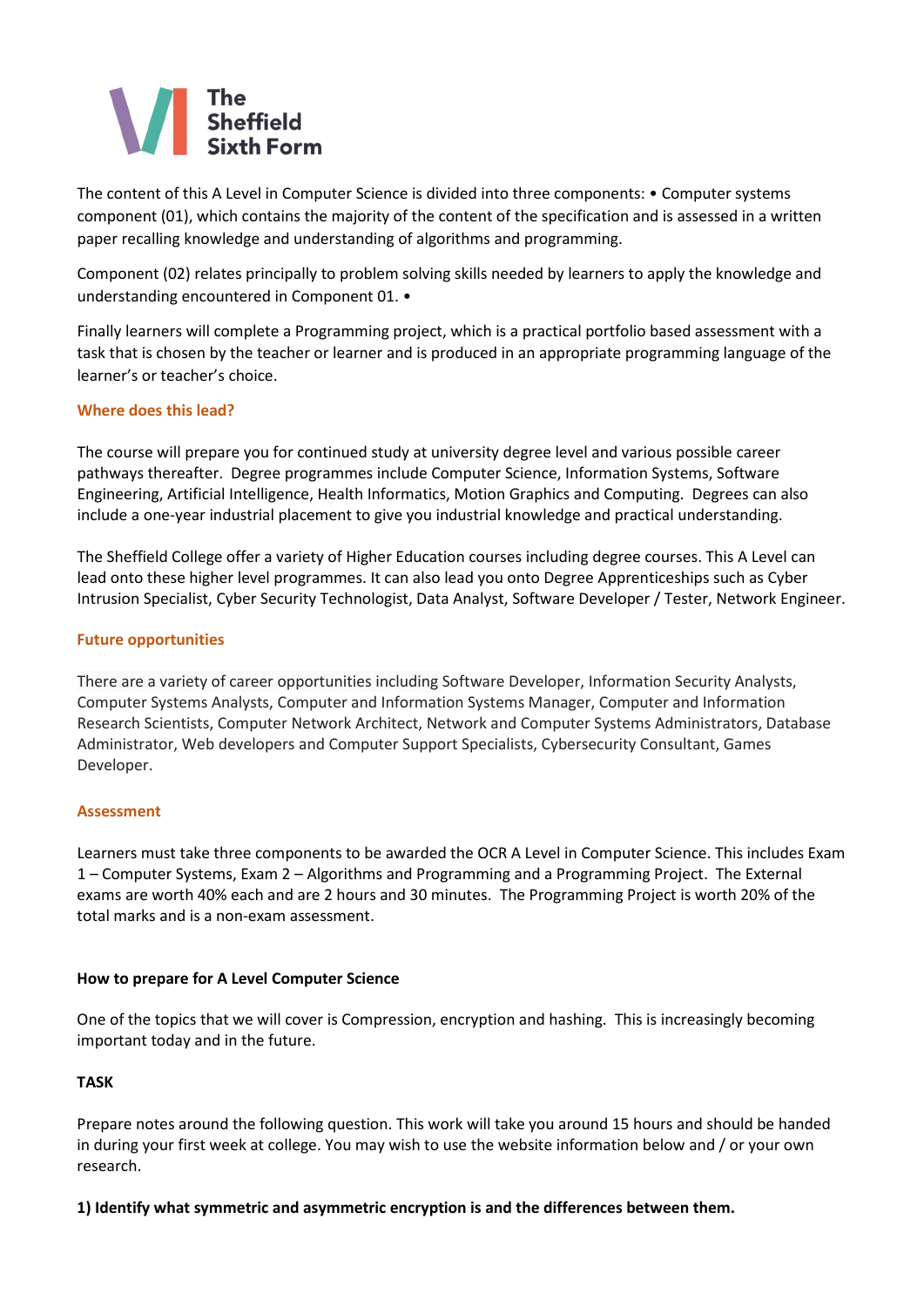The content of this A Level in Computer Science is divided into three components: • Computer systems component (01), which contains the majority of the content of the specification and is assessed in a written paper recalling knowledge and understanding of algorithms and programming.

Component (02) relates principally to problem solving skills needed by learners to apply the knowledge and understanding encountered in Component 01. •

Finally learners will complete a Programming project, which is a practical portfolio based assessment with a task that is chosen by the teacher or learner and is produced in an appropriate programming language of the learner's or teacher's choice.

### Where does this lead?

The course will prepare you for continued study at university degree level and various possible career pathways thereafter. Degree programmes include Computer Science, Information Systems, Software Engineering, Artificial Intelligence, Health Informatics, Motion Graphics and Computing. Degrees can also include a one-year industrial placement to give you industrial knowledge and practical understanding.

The Sheffield College offer a variety of Higher Education courses including degree courses. This A Level can lead onto these higher level programmes. It can also lead you onto Degree Apprenticeships such as Cyber Intrusion Specialist, Cyber Security Technologist, Data Analyst, Software Developer / Tester, Network Engineer.

### Future opportunities

There are a variety of career opportunities including Software Developer, Information Security Analysts, Computer Systems Analysts, Computer and Information Systems Manager, Computer and Information Research Scientists, Computer Network Architect, Network and Computer Systems Administrators, Database Administrator, Web developers and Computer Support Specialists, Cybersecurity Consultant, Games Developer.

### Assessment

Learners must take three components to be awarded the OCR A Level in Computer Science. This includes Exam 1 – Computer Systems, Exam 2 – Algorithms and Programming and a Programming Project. The External exams are worth 40% each and are 2 hours and 30 minutes. The Programming Project is worth 20% of the total marks and is a non-exam assessment.

**How to prepare for A Level Computer Science**

One of the topics that we will cover is Compression, encryption and hashing. This is increasingly becoming important today and in the future.

**TASK**

Prepare notes around the following question. This work will take you around 15 hours and should be handed in during your first week at college. You may wish to use the website information below and / or your own research.

**1) Identify what symmetric and asymmetric encryption is and the differences between them.**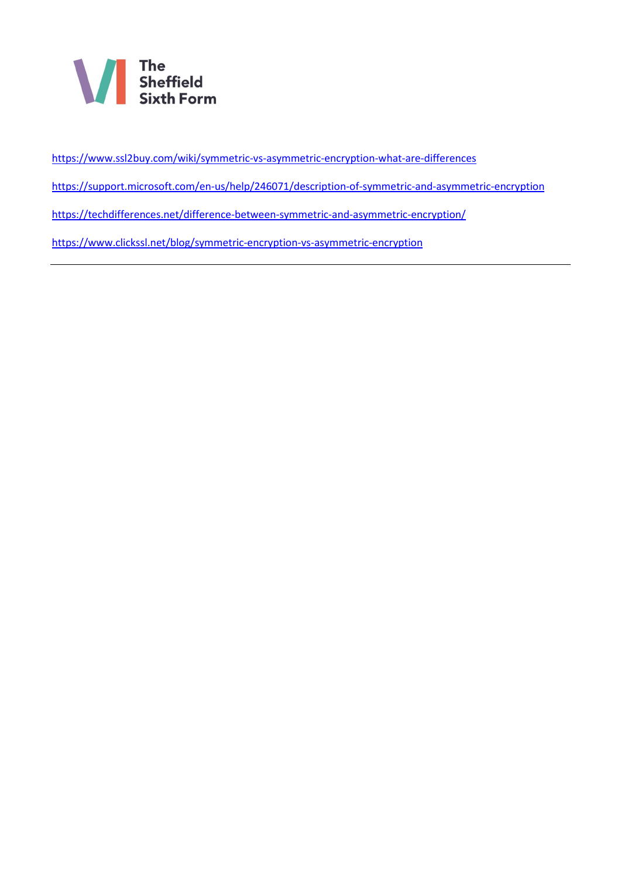https://www.ssl2buy.com/wiki/symmetric-vs-asymmetric-encryption-what-are-differences

https://support.microsoft.com/en-us/help/246071/description-of-symmetric-and-asymmetric-encryption

https://techdifferences.net/difference-between-symmetric-and-asymmetric-encryption/

https://www.clickssl.net/blog/symmetric-encryption-vs-asymmetric-encryption

---